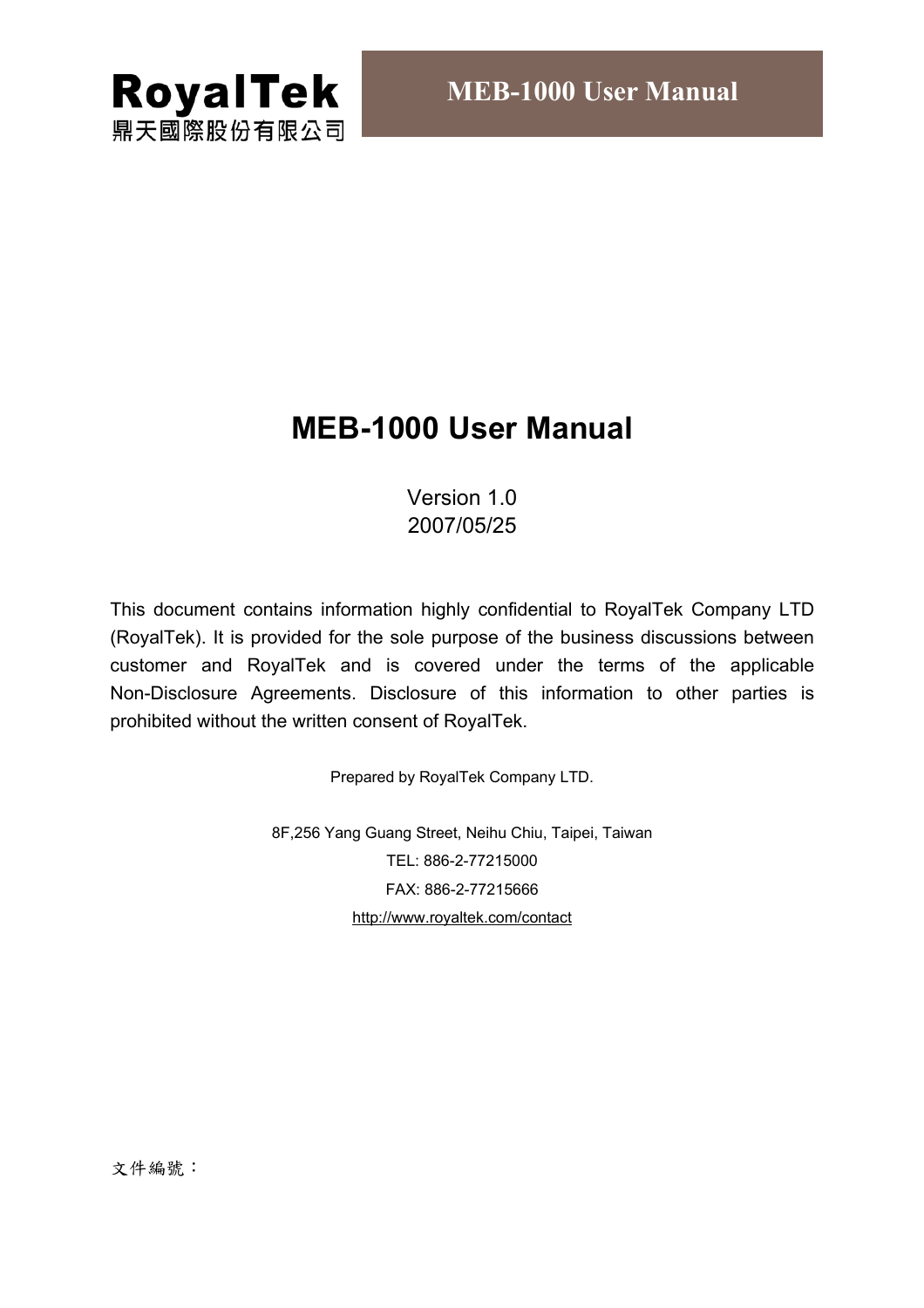RoyalTek
鼎天國際股份有限公司

# MEB-1000 User Manual

Version 1.0
2007/05/25

This document contains information highly confidential to RoyalTek Company LTD (RoyalTek). It is provided for the sole purpose of the business discussions between customer and RoyalTek and is covered under the terms of the applicable Non-Disclosure Agreements. Disclosure of this information to other parties is prohibited without the written consent of RoyalTek.

Prepared by RoyalTek Company LTD.

8F,256 Yang Guang Street, Neihu Chiu, Taipei, Taiwan
TEL: 886-2-77215000
FAX: 886-2-77215666
http://www.royaltek.com/contact

文件編號：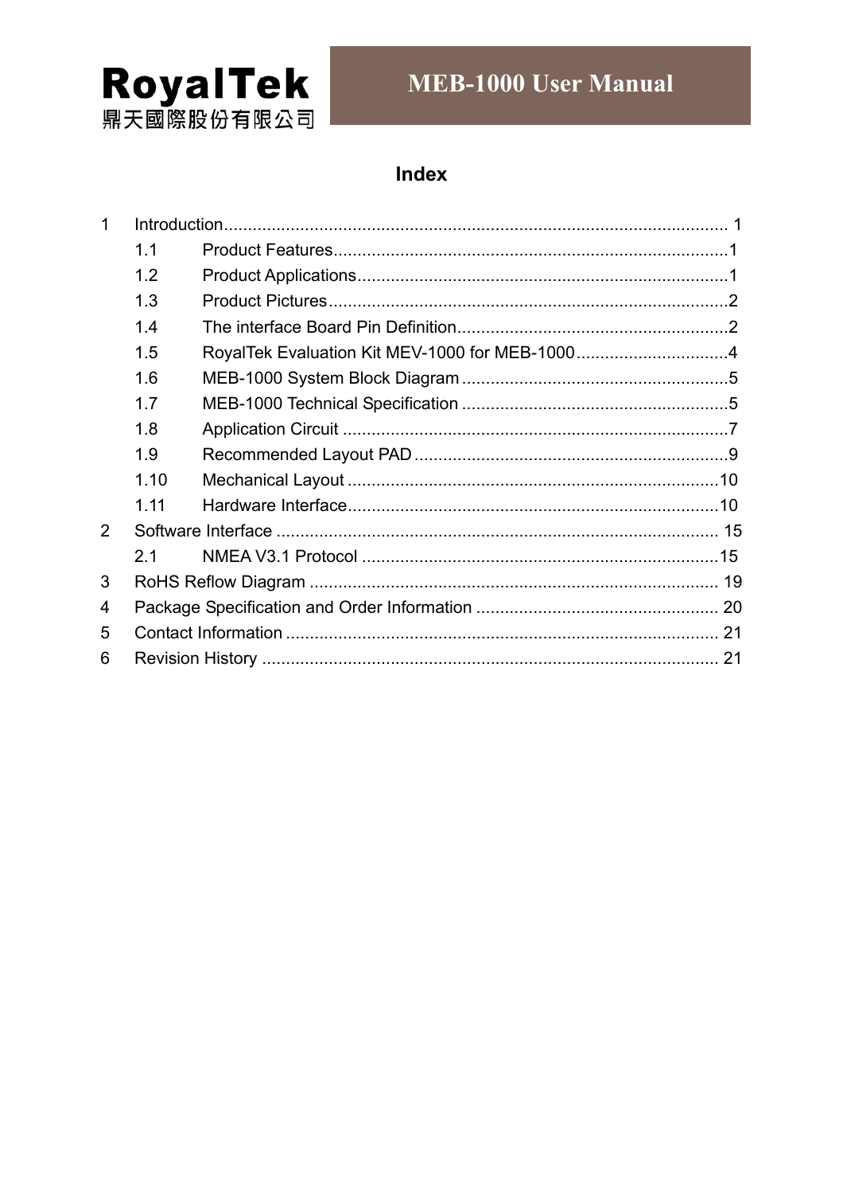# Index

1 Introduction ........................................................................................................ 1
- 1.1 Product Features ..................................................................................1
- 1.2 Product Applications .............................................................................1
- 1.3 Product Pictures ...................................................................................2
- 1.4 The interface Board Pin Definition .........................................................2
- 1.5 RoyalTek Evaluation Kit MEV-1000 for MEB-1000 ................................4
- 1.6 MEB-1000 System Block Diagram ........................................................5
- 1.7 MEB-1000 Technical Specification ........................................................5
- 1.8 Application Circuit .................................................................................7
- 1.9 Recommended Layout PAD .................................................................9
- 1.10 Mechanical Layout .............................................................................10
- 1.11 Hardware Interface .............................................................................10

2 Software Interface ............................................................................................ 15
- 2.1 NMEA V3.1 Protocol ...........................................................................15

3 RoHS Reflow Diagram ..................................................................................... 19

4 Package Specification and Order Information ................................................... 20

5 Contact Information .......................................................................................... 21

6 Revision History ............................................................................................... 21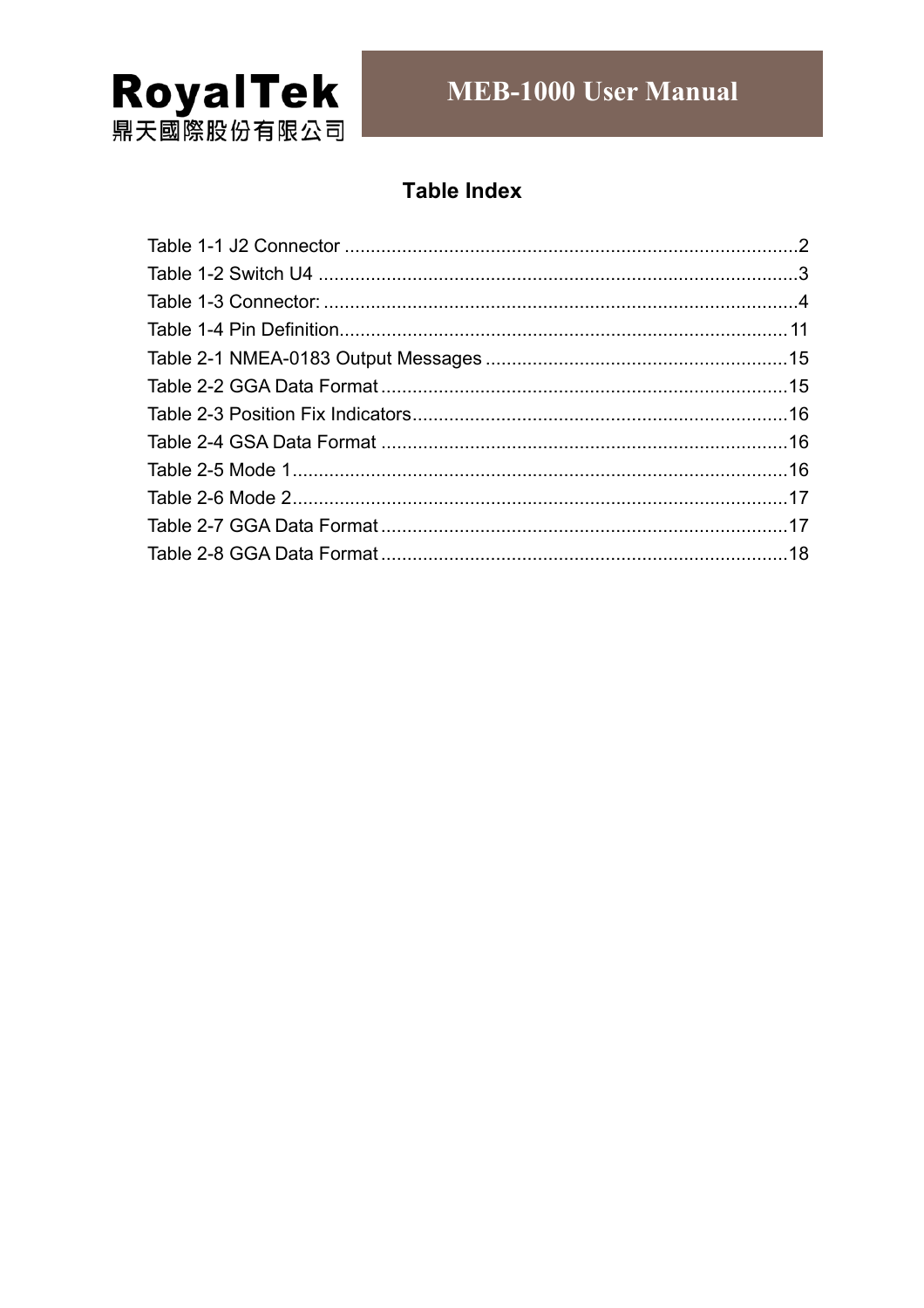## Table Index

Table 1-1 J2 Connector .......................................................................................2
Table 1-2 Switch U4 ............................................................................................3
Table 1-3 Connector: ...........................................................................................4
Table 1-4 Pin Definition......................................................................................11
Table 2-1 NMEA-0183 Output Messages ...........................................................15
Table 2-2 GGA Data Format ...............................................................................15
Table 2-3 Position Fix Indicators.........................................................................16
Table 2-4 GSA Data Format ...............................................................................16
Table 2-5 Mode 1................................................................................................16
Table 2-6 Mode 2................................................................................................17
Table 2-7 GGA Data Format ...............................................................................17
Table 2-8 GGA Data Format ...............................................................................18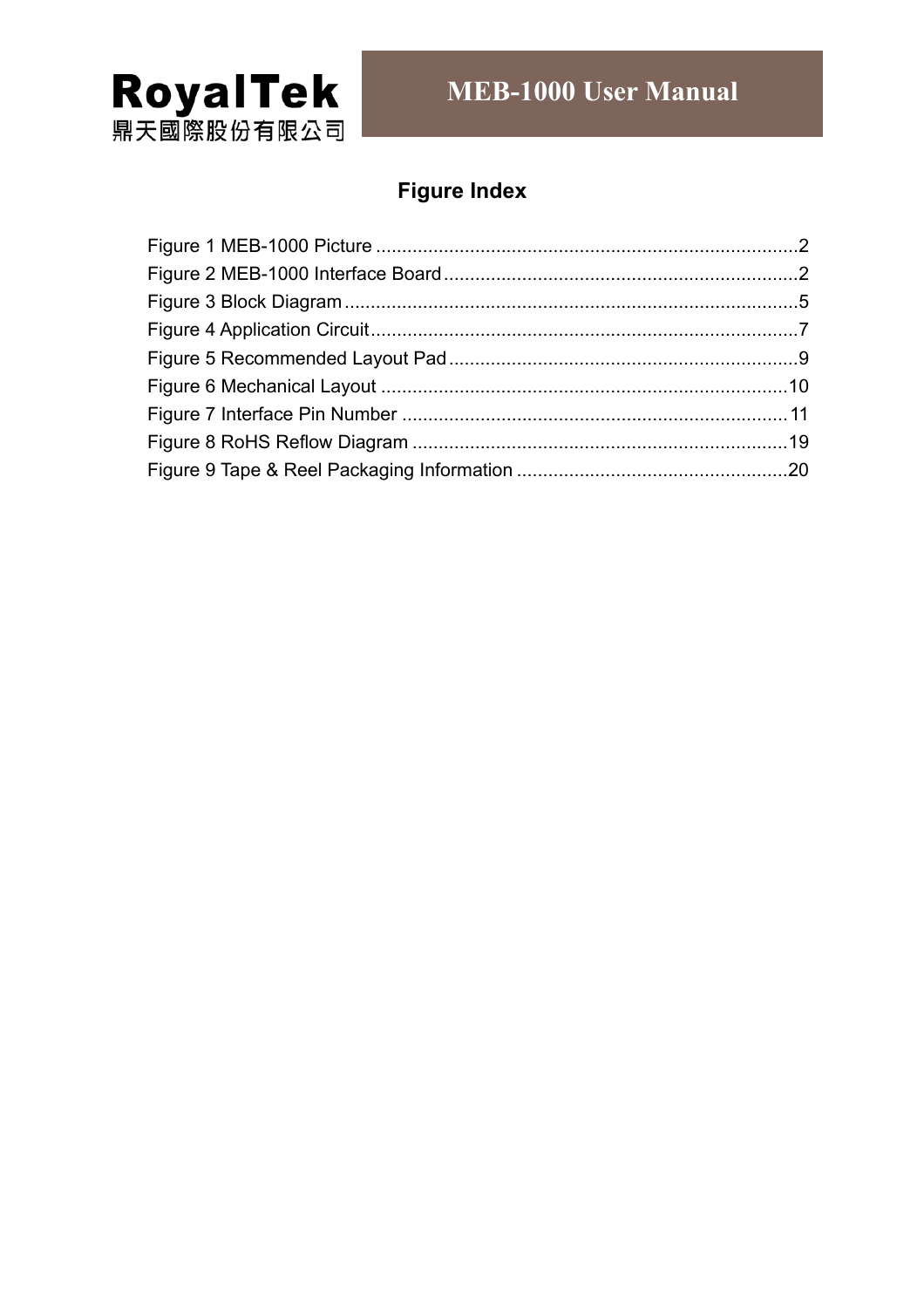## Figure Index

Figure 1 MEB-1000 Picture ................................................................................2
Figure 2 MEB-1000 Interface Board ...................................................................2
Figure 3 Block Diagram ......................................................................................5
Figure 4 Application Circuit.................................................................................7
Figure 5 Recommended Layout Pad ..................................................................9
Figure 6 Mechanical Layout .............................................................................10
Figure 7 Interface Pin Number ..........................................................................11
Figure 8 RoHS Reflow Diagram ........................................................................19
Figure 9 Tape & Reel Packaging Information ...................................................20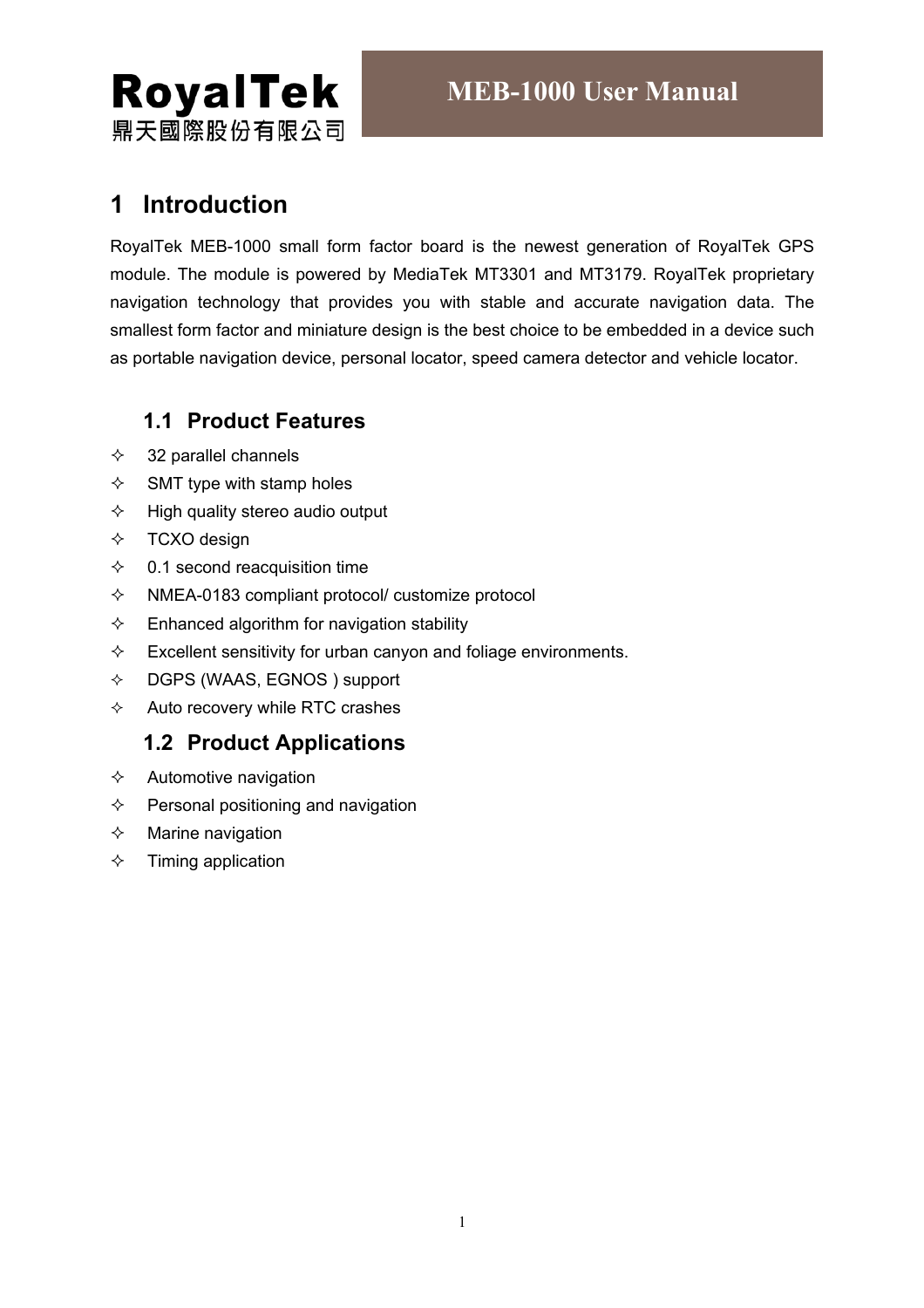# 1 Introduction

RoyalTek MEB-1000 small form factor board is the newest generation of RoyalTek GPS module. The module is powered by MediaTek MT3301 and MT3179. RoyalTek proprietary navigation technology that provides you with stable and accurate navigation data. The smallest form factor and miniature design is the best choice to be embedded in a device such as portable navigation device, personal locator, speed camera detector and vehicle locator.

## 1.1 Product Features

- 32 parallel channels
- SMT type with stamp holes
- High quality stereo audio output
- TCXO design
- 0.1 second reacquisition time
- NMEA-0183 compliant protocol/ customize protocol
- Enhanced algorithm for navigation stability
- Excellent sensitivity for urban canyon and foliage environments.
- DGPS (WAAS, EGNOS ) support
- Auto recovery while RTC crashes

## 1.2 Product Applications

- Automotive navigation
- Personal positioning and navigation
- Marine navigation
- Timing application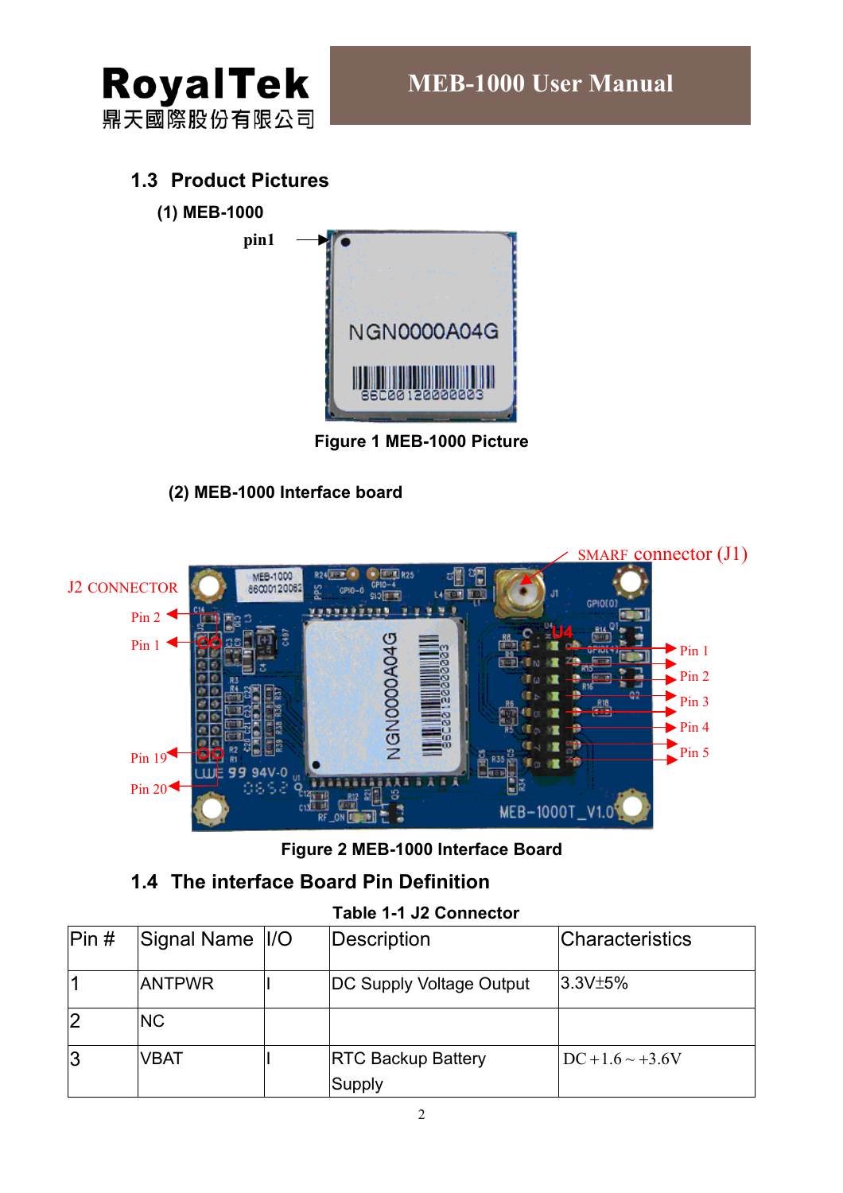## 1.3 Product Pictures

### (1) MEB-1000

Figure 1 MEB-1000 Picture

### (2) MEB-1000 Interface board

Figure 2 MEB-1000 Interface Board

## 1.4 The interface Board Pin Definition

Table 1-1 J2 Connector

| Pin # | Signal Name | I/O | Description | Characteristics |
|---|---|---|---|---|
| 1 | ANTPWR | I | DC Supply Voltage Output | 3.3V±5% |
| 2 | NC | | | |
| 3 | VBAT | I | RTC Backup Battery Supply | DC＋1.6～+3.6V |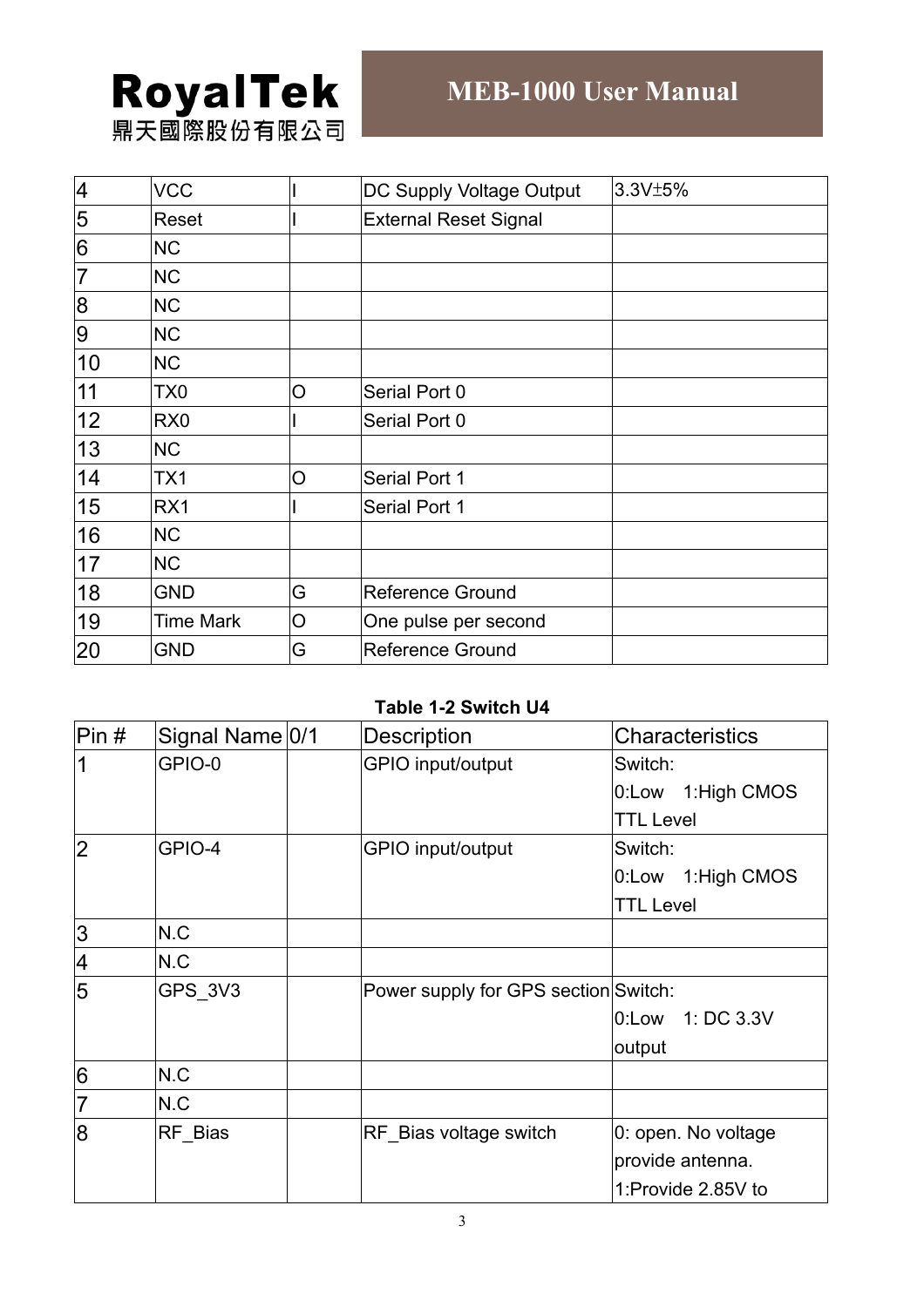| 4 | VCC | I | DC Supply Voltage Output | 3.3V±5% |
|---|---|---|---|---|
| 5 | Reset | I | External Reset Signal | |
| 6 | NC | | | |
| 7 | NC | | | |
| 8 | NC | | | |
| 9 | NC | | | |
| 10 | NC | | | |
| 11 | TX0 | O | Serial Port 0 | |
| 12 | RX0 | I | Serial Port 0 | |
| 13 | NC | | | |
| 14 | TX1 | O | Serial Port 1 | |
| 15 | RX1 | I | Serial Port 1 | |
| 16 | NC | | | |
| 17 | NC | | | |
| 18 | GND | G | Reference Ground | |
| 19 | Time Mark | O | One pulse per second | |
| 20 | GND | G | Reference Ground | |

**Table 1-2 Switch U4**

| Pin # | Signal Name | 0/1 | Description | Characteristics |
|---|---|---|---|---|
| 1 | GPIO-0 | | GPIO input/output | Switch: 0:Low 1:High CMOS TTL Level |
| 2 | GPIO-4 | | GPIO input/output | Switch: 0:Low 1:High CMOS TTL Level |
| 3 | N.C | | | |
| 4 | N.C | | | |
| 5 | GPS_3V3 | | Power supply for GPS section | Switch: 0:Low 1: DC 3.3V output |
| 6 | N.C | | | |
| 7 | N.C | | | |
| 8 | RF_Bias | | RF_Bias voltage switch | 0: open. No voltage provide antenna. 1:Provide 2.85V to |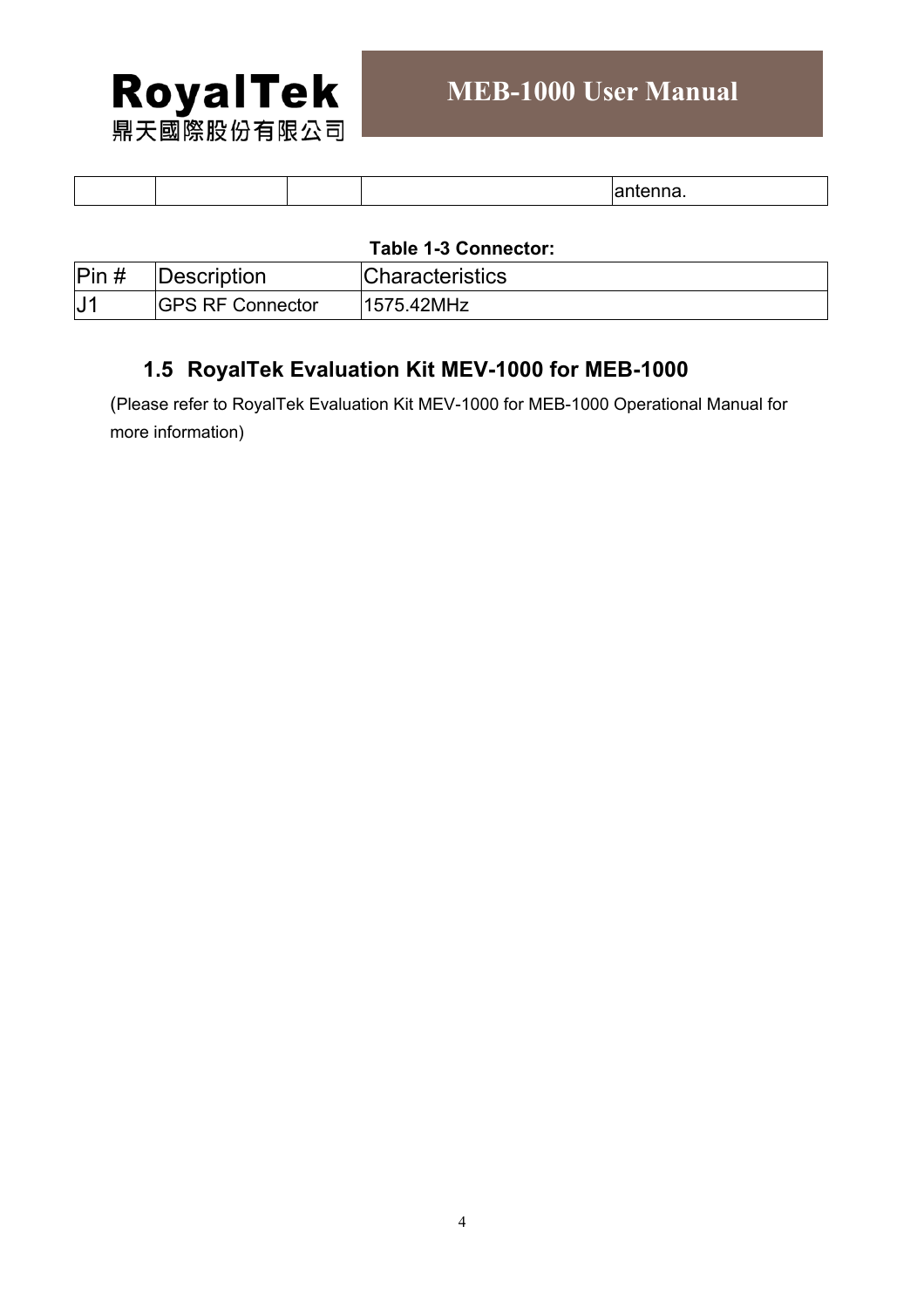|  |  |  |  | antenna. |
|---|---|---|---|---|

**Table 1-3 Connector:**

| Pin # | Description | Characteristics |
|---|---|---|
| J1 | GPS RF Connector | 1575.42MHz |

### 1.5 RoyalTek Evaluation Kit MEV-1000 for MEB-1000

(Please refer to RoyalTek Evaluation Kit MEV-1000 for MEB-1000 Operational Manual for more information)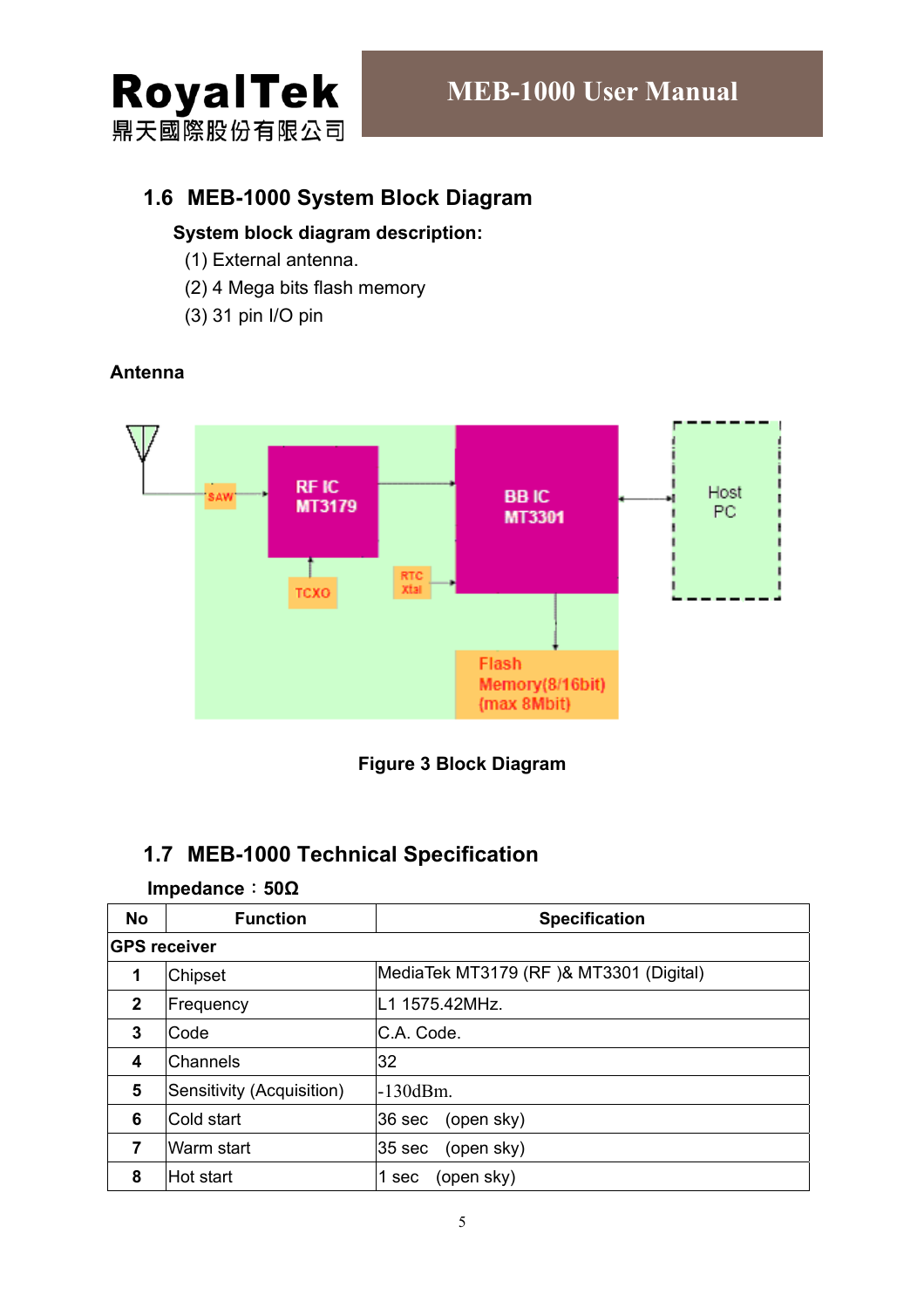## 1.6 MEB-1000 System Block Diagram

**System block diagram description:**

(1) External antenna.

(2) 4 Mega bits flash memory

(3) 31 pin I/O pin

**Antenna**

**Figure 3 Block Diagram**

## 1.7 MEB-1000 Technical Specification

**Impedance：50Ω**

| No | Function | Specification |
|---|---|---|
| **GPS receiver** | | |
| 1 | Chipset | MediaTek MT3179 (RF )& MT3301 (Digital) |
| 2 | Frequency | L1 1575.42MHz. |
| 3 | Code | C.A. Code. |
| 4 | Channels | 32 |
| 5 | Sensitivity (Acquisition) | -130dBm. |
| 6 | Cold start | 36 sec (open sky) |
| 7 | Warm start | 35 sec (open sky) |
| 8 | Hot start | 1 sec (open sky) |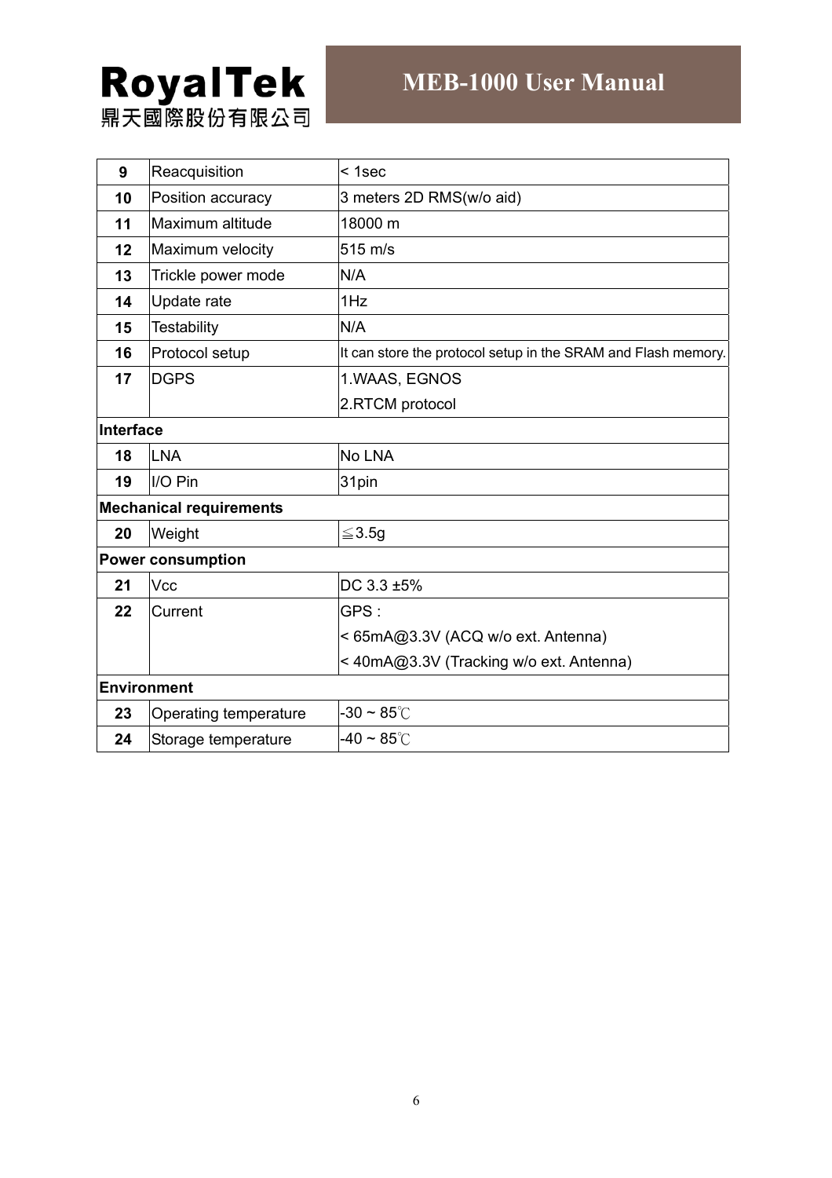| 9 | Reacquisition | < 1sec |
|---|---|---|
| 10 | Position accuracy | 3 meters 2D RMS(w/o aid) |
| 11 | Maximum altitude | 18000 m |
| 12 | Maximum velocity | 515 m/s |
| 13 | Trickle power mode | N/A |
| 14 | Update rate | 1Hz |
| 15 | Testability | N/A |
| 16 | Protocol setup | It can store the protocol setup in the SRAM and Flash memory. |
| 17 | DGPS | 1.WAAS, EGNOS<br>2.RTCM protocol |
| **Interface** | | |
| 18 | LNA | No LNA |
| 19 | I/O Pin | 31pin |
| **Mechanical requirements** | | |
| 20 | Weight | ≦3.5g |
| **Power consumption** | | |
| 21 | Vcc | DC 3.3 ±5% |
| 22 | Current | GPS :<br>< 65mA@3.3V (ACQ w/o ext. Antenna)<br>< 40mA@3.3V (Tracking w/o ext. Antenna) |
| **Environment** | | |
| 23 | Operating temperature | -30 ~ 85℃ |
| 24 | Storage temperature | -40 ~ 85℃ |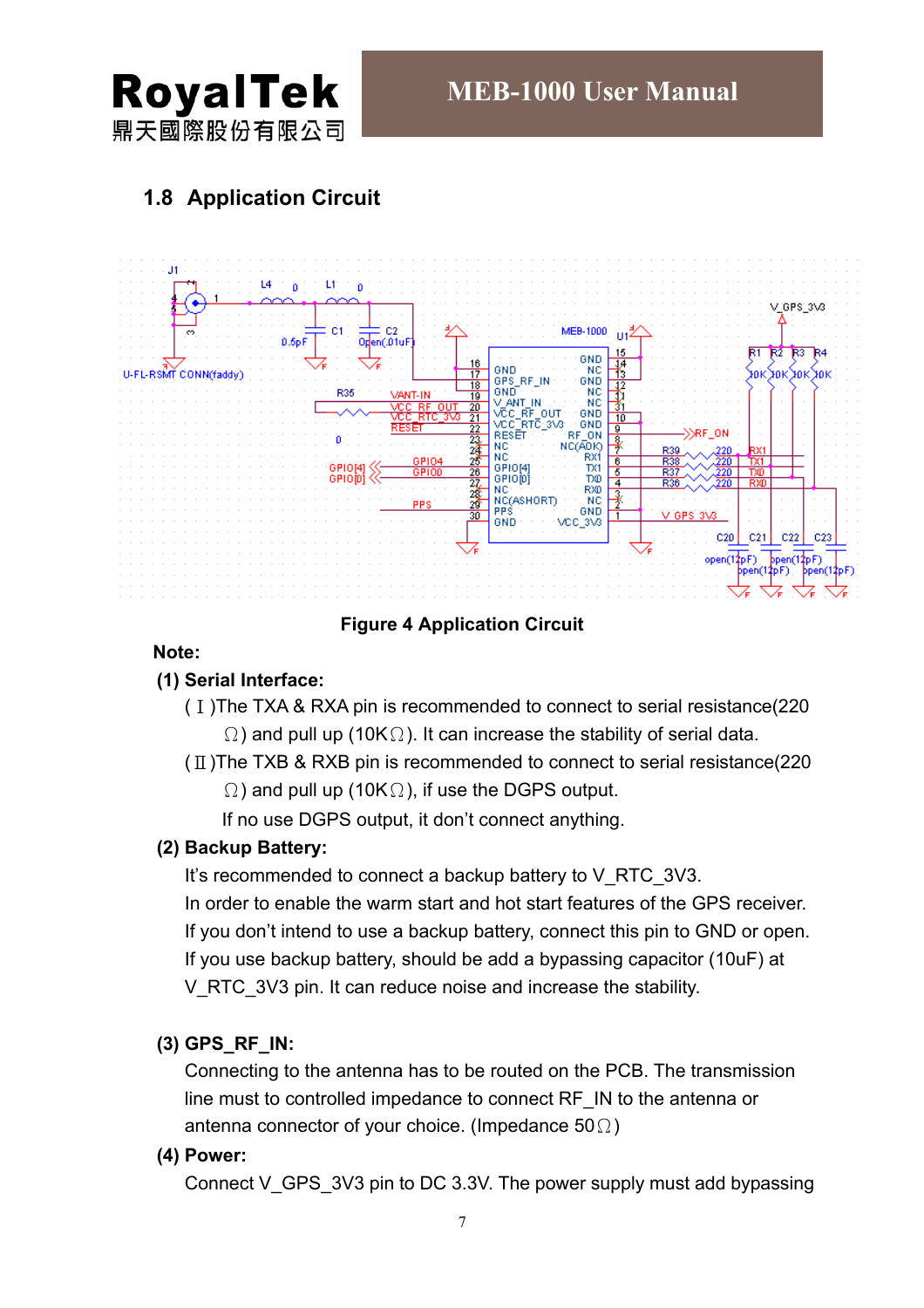## 1.8 Application Circuit

Figure 4 Application Circuit

**Note:**

**(1) Serial Interface:**

(Ⅰ)The TXA & RXA pin is recommended to connect to serial resistance(220 Ω) and pull up (10KΩ). It can increase the stability of serial data.

(Ⅱ)The TXB & RXB pin is recommended to connect to serial resistance(220 Ω) and pull up (10KΩ), if use the DGPS output.

If no use DGPS output, it don't connect anything.

**(2) Backup Battery:**

It's recommended to connect a backup battery to V_RTC_3V3.

In order to enable the warm start and hot start features of the GPS receiver.

If you don't intend to use a backup battery, connect this pin to GND or open.

If you use backup battery, should be add a bypassing capacitor (10uF) at V_RTC_3V3 pin. It can reduce noise and increase the stability.

**(3) GPS_RF_IN:**

Connecting to the antenna has to be routed on the PCB. The transmission line must to controlled impedance to connect RF_IN to the antenna or antenna connector of your choice. (Impedance 50Ω)

**(4) Power:**

Connect V_GPS_3V3 pin to DC 3.3V. The power supply must add bypassing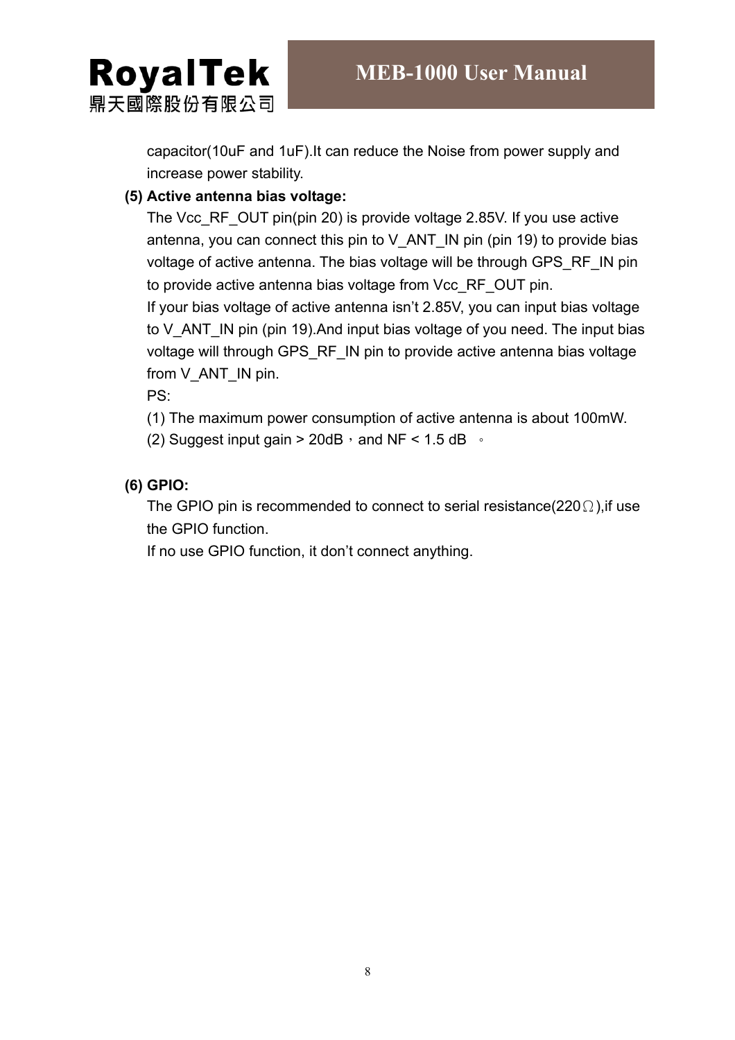capacitor(10uF and 1uF).It can reduce the Noise from power supply and increase power stability.

**(5) Active antenna bias voltage:**

The Vcc_RF_OUT pin(pin 20) is provide voltage 2.85V. If you use active antenna, you can connect this pin to V_ANT_IN pin (pin 19) to provide bias voltage of active antenna. The bias voltage will be through GPS_RF_IN pin to provide active antenna bias voltage from Vcc_RF_OUT pin.

If your bias voltage of active antenna isn't 2.85V, you can input bias voltage to V_ANT_IN pin (pin 19).And input bias voltage of you need. The input bias voltage will through GPS_RF_IN pin to provide active antenna bias voltage from V_ANT_IN pin.

PS:

(1) The maximum power consumption of active antenna is about 100mW.

(2) Suggest input gain > 20dB，and NF < 1.5 dB 。

**(6) GPIO:**

The GPIO pin is recommended to connect to serial resistance(220Ω),if use the GPIO function.

If no use GPIO function, it don't connect anything.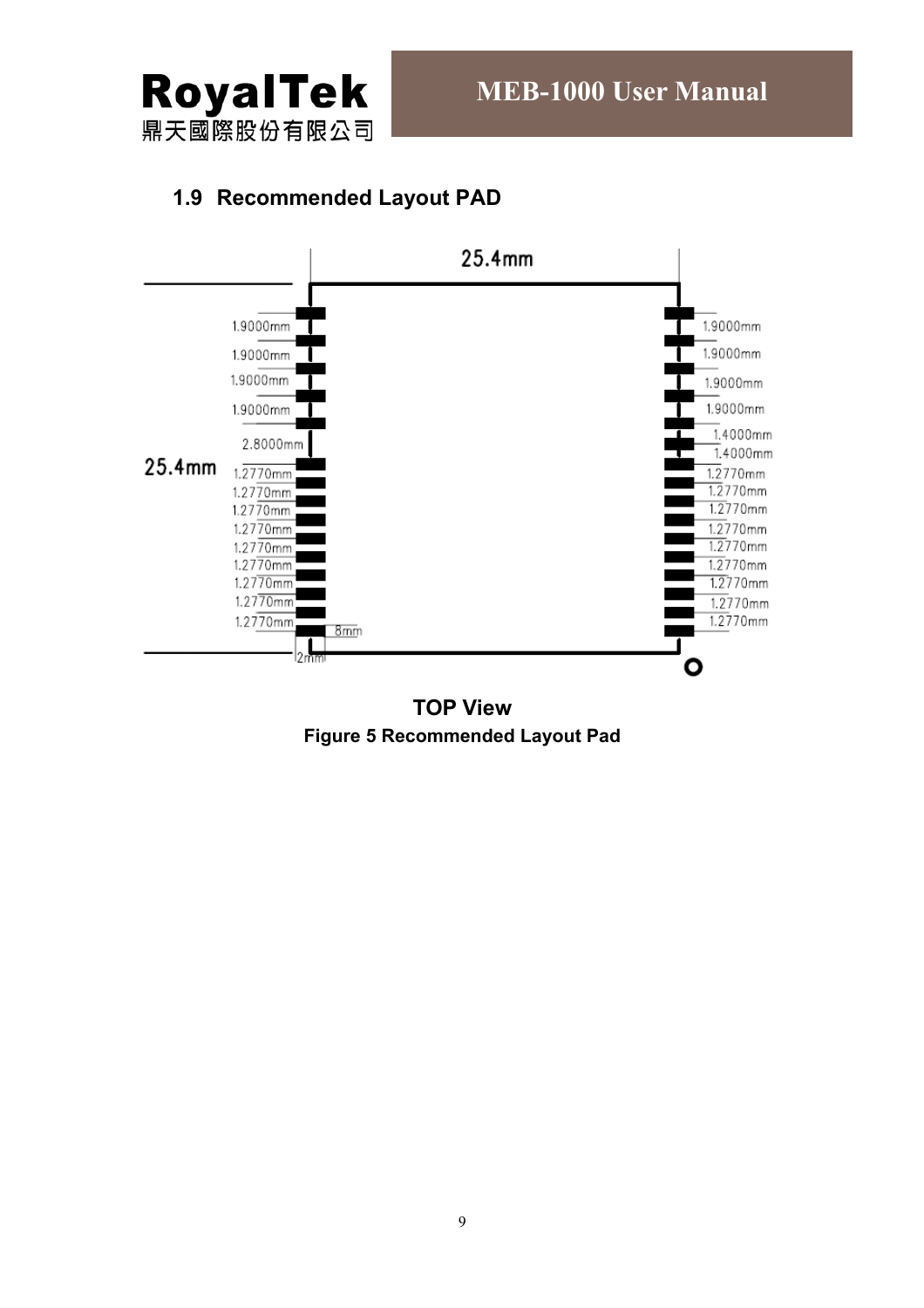## 1.9 Recommended Layout PAD

TOP View

**Figure 5 Recommended Layout Pad**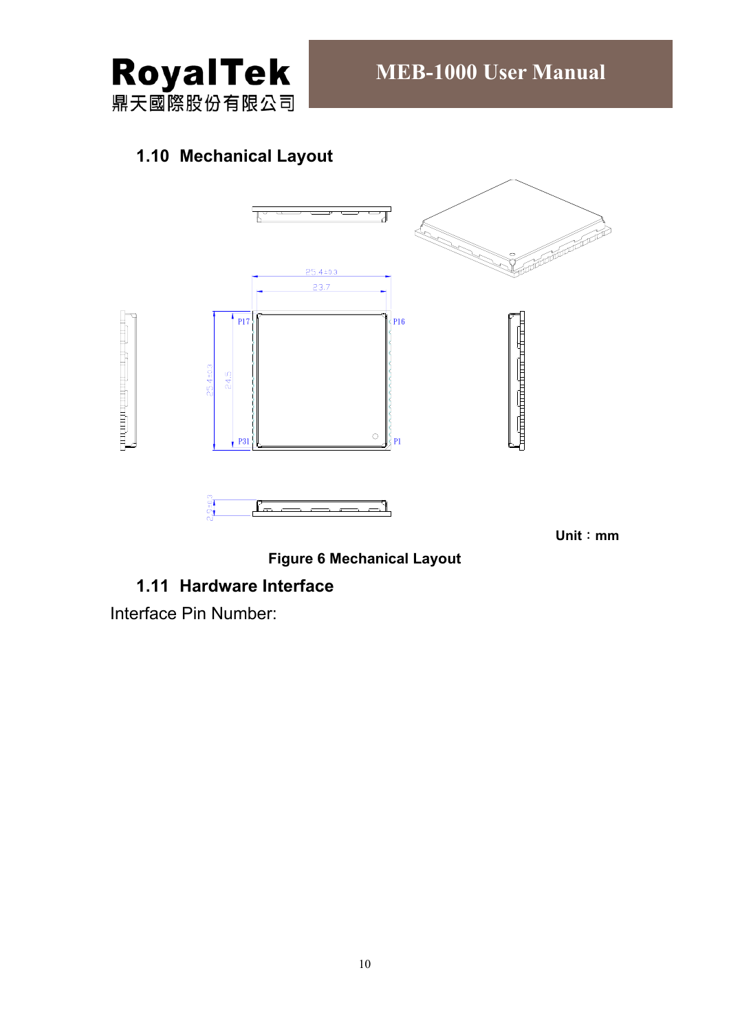## 1.10 Mechanical Layout

Unit：mm

**Figure 6 Mechanical Layout**

## 1.11 Hardware Interface

Interface Pin Number: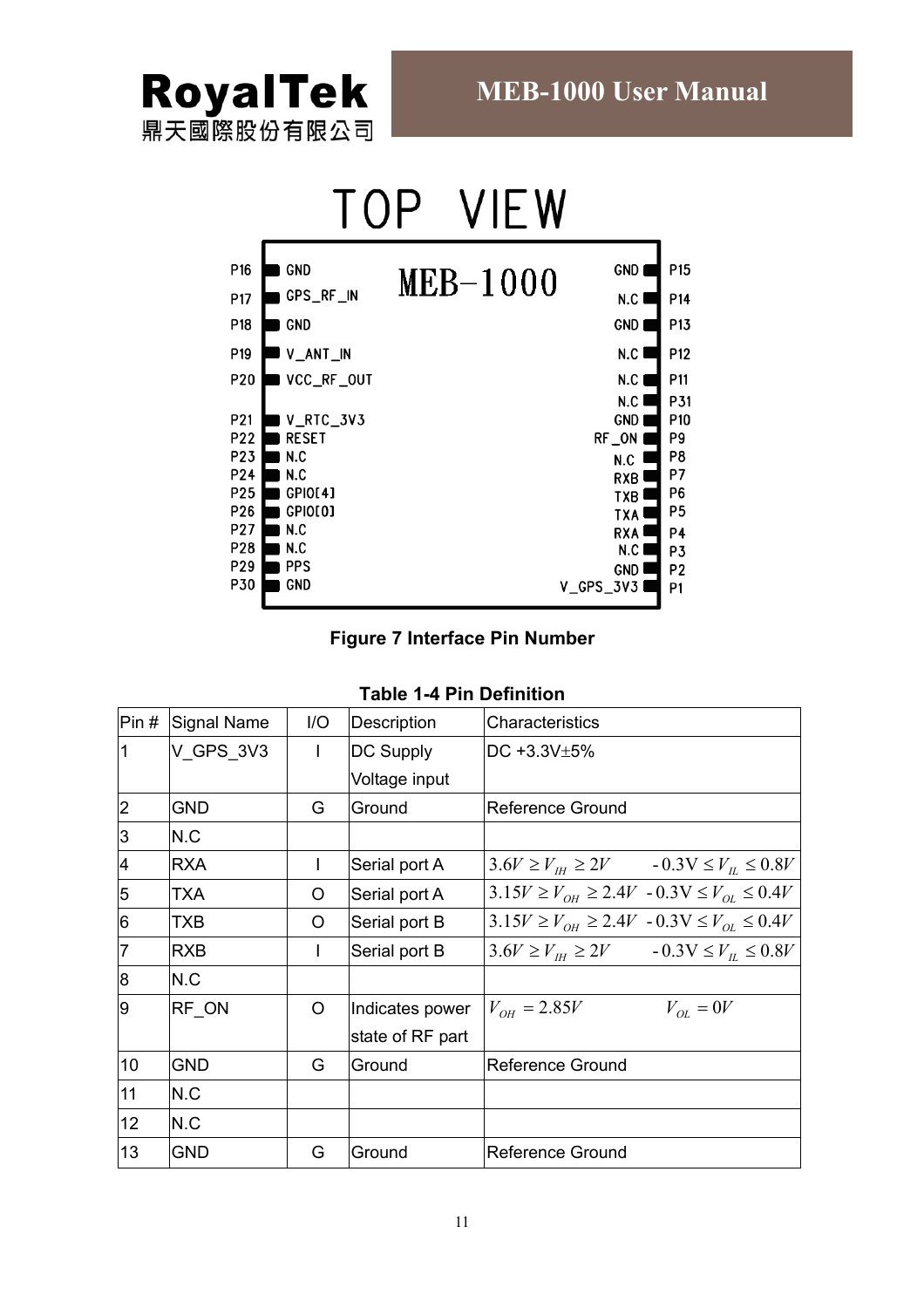TOP VIEW

| Pin | Signal | | Signal | Pin |
|---|---|---|---|---|
| P16 | GND | MEB-1000 | GND | P15 |
| P17 | GPS_RF_IN | | N.C | P14 |
| P18 | GND | | GND | P13 |
| P19 | V_ANT_IN | | N.C | P12 |
| P20 | VCC_RF_OUT | | N.C | P11 |
| | | | N.C | P31 |
| P21 | V_RTC_3V3 | | GND | P10 |
| P22 | RESET | | RF_ON | P9 |
| P23 | N.C | | N.C | P8 |
| P24 | N.C | | RXB | P7 |
| P25 | GPIO[4] | | TXB | P6 |
| P26 | GPIO[0] | | TXA | P5 |
| P27 | N.C | | RXA | P4 |
| P28 | N.C | | N.C | P3 |
| P29 | PPS | | GND | P2 |
| P30 | GND | | V_GPS_3V3 | P1 |

**Figure 7 Interface Pin Number**

**Table 1-4 Pin Definition**

| Pin # | Signal Name | I/O | Description | Characteristics |
|---|---|---|---|---|
| 1 | V_GPS_3V3 | I | DC Supply Voltage input | DC +3.3V±5% |
| 2 | GND | G | Ground | Reference Ground |
| 3 | N.C | | | |
| 4 | RXA | I | Serial port A | $3.6V \geq V_{IH} \geq 2V$ $-0.3V \leq V_{IL} \leq 0.8V$ |
| 5 | TXA | O | Serial port A | $3.15V \geq V_{OH} \geq 2.4V$ $-0.3V \leq V_{OL} \leq 0.4V$ |
| 6 | TXB | O | Serial port B | $3.15V \geq V_{OH} \geq 2.4V$ $-0.3V \leq V_{OL} \leq 0.4V$ |
| 7 | RXB | I | Serial port B | $3.6V \geq V_{IH} \geq 2V$ $-0.3V \leq V_{IL} \leq 0.8V$ |
| 8 | N.C | | | |
| 9 | RF_ON | O | Indicates power state of RF part | $V_{OH} = 2.85V$ $V_{OL} = 0V$ |
| 10 | GND | G | Ground | Reference Ground |
| 11 | N.C | | | |
| 12 | N.C | | | |
| 13 | GND | G | Ground | Reference Ground |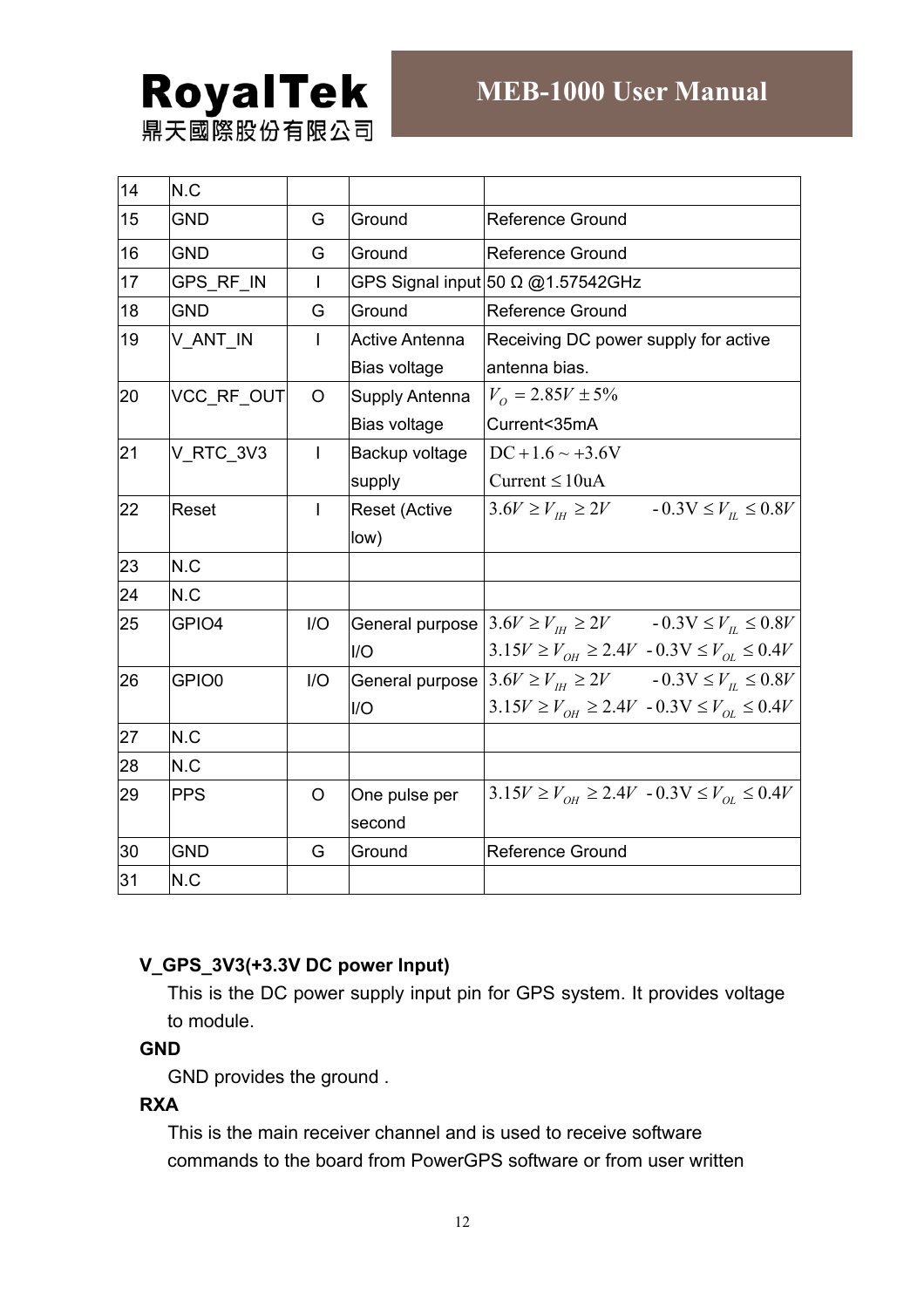| | | | | |
|---|---|---|---|---|
| 14 | N.C | | | |
| 15 | GND | G | Ground | Reference Ground |
| 16 | GND | G | Ground | Reference Ground |
| 17 | GPS_RF_IN | I | GPS Signal input | 50 Ω @1.57542GHz |
| 18 | GND | G | Ground | Reference Ground |
| 19 | V_ANT_IN | I | Active Antenna Bias voltage | Receiving DC power supply for active antenna bias. |
| 20 | VCC_RF_OUT | O | Supply Antenna Bias voltage | $V_O = 2.85V \pm 5\%$ Current<35mA |
| 21 | V_RTC_3V3 | I | Backup voltage supply | $DC + 1.6 \sim +3.6V$ $Current \leq 10uA$ |
| 22 | Reset | I | Reset (Active low) | $3.6V \geq V_{IH} \geq 2V$ $-0.3V \leq V_{IL} \leq 0.8V$ |
| 23 | N.C | | | |
| 24 | N.C | | | |
| 25 | GPIO4 | I/O | General purpose I/O | $3.6V \geq V_{IH} \geq 2V$ $-0.3V \leq V_{IL} \leq 0.8V$ $3.15V \geq V_{OH} \geq 2.4V$ $-0.3V \leq V_{OL} \leq 0.4V$ |
| 26 | GPIO0 | I/O | General purpose I/O | $3.6V \geq V_{IH} \geq 2V$ $-0.3V \leq V_{IL} \leq 0.8V$ $3.15V \geq V_{OH} \geq 2.4V$ $-0.3V \leq V_{OL} \leq 0.4V$ |
| 27 | N.C | | | |
| 28 | N.C | | | |
| 29 | PPS | O | One pulse per second | $3.15V \geq V_{OH} \geq 2.4V$ $-0.3V \leq V_{OL} \leq 0.4V$ |
| 30 | GND | G | Ground | Reference Ground |
| 31 | N.C | | | |

**V_GPS_3V3(+3.3V DC power Input)**

This is the DC power supply input pin for GPS system. It provides voltage to module.

**GND**

GND provides the ground .

**RXA**

This is the main receiver channel and is used to receive software commands to the board from PowerGPS software or from user written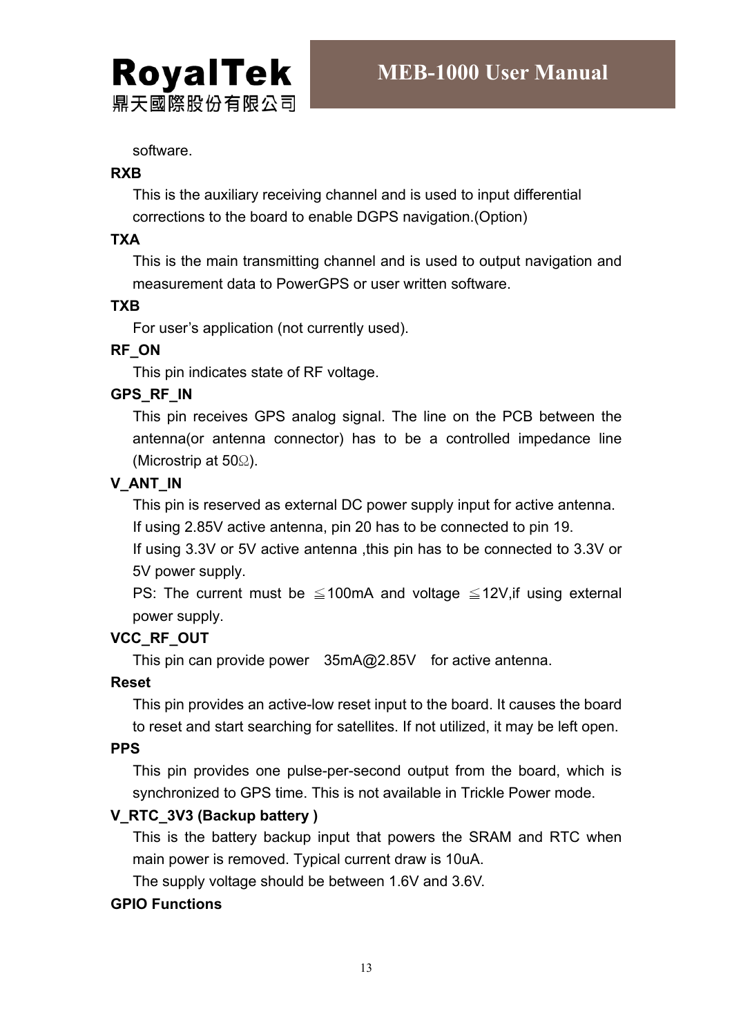software.

**RXB**

This is the auxiliary receiving channel and is used to input differential corrections to the board to enable DGPS navigation.(Option)

**TXA**

This is the main transmitting channel and is used to output navigation and measurement data to PowerGPS or user written software.

**TXB**

For user's application (not currently used).

**RF_ON**

This pin indicates state of RF voltage.

**GPS_RF_IN**

This pin receives GPS analog signal. The line on the PCB between the antenna(or antenna connector) has to be a controlled impedance line (Microstrip at 50Ω).

**V_ANT_IN**

This pin is reserved as external DC power supply input for active antenna.

If using 2.85V active antenna, pin 20 has to be connected to pin 19.

If using 3.3V or 5V active antenna ,this pin has to be connected to 3.3V or 5V power supply.

PS: The current must be ≦100mA and voltage ≦12V,if using external power supply.

**VCC_RF_OUT**

This pin can provide power 35mA@2.85V for active antenna.

**Reset**

This pin provides an active-low reset input to the board. It causes the board to reset and start searching for satellites. If not utilized, it may be left open.

**PPS**

This pin provides one pulse-per-second output from the board, which is synchronized to GPS time. This is not available in Trickle Power mode.

**V_RTC_3V3 (Backup battery )**

This is the battery backup input that powers the SRAM and RTC when main power is removed. Typical current draw is 10uA.

The supply voltage should be between 1.6V and 3.6V.

**GPIO Functions**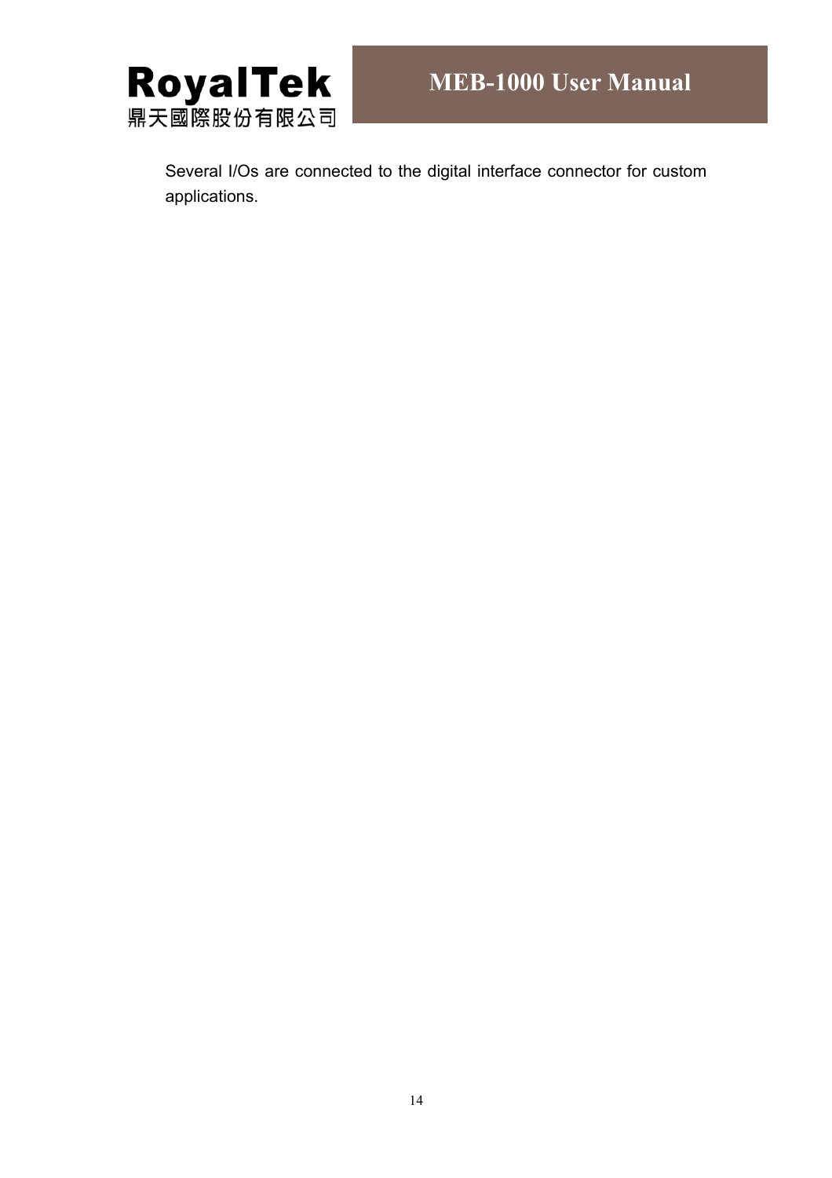Several I/Os are connected to the digital interface connector for custom applications.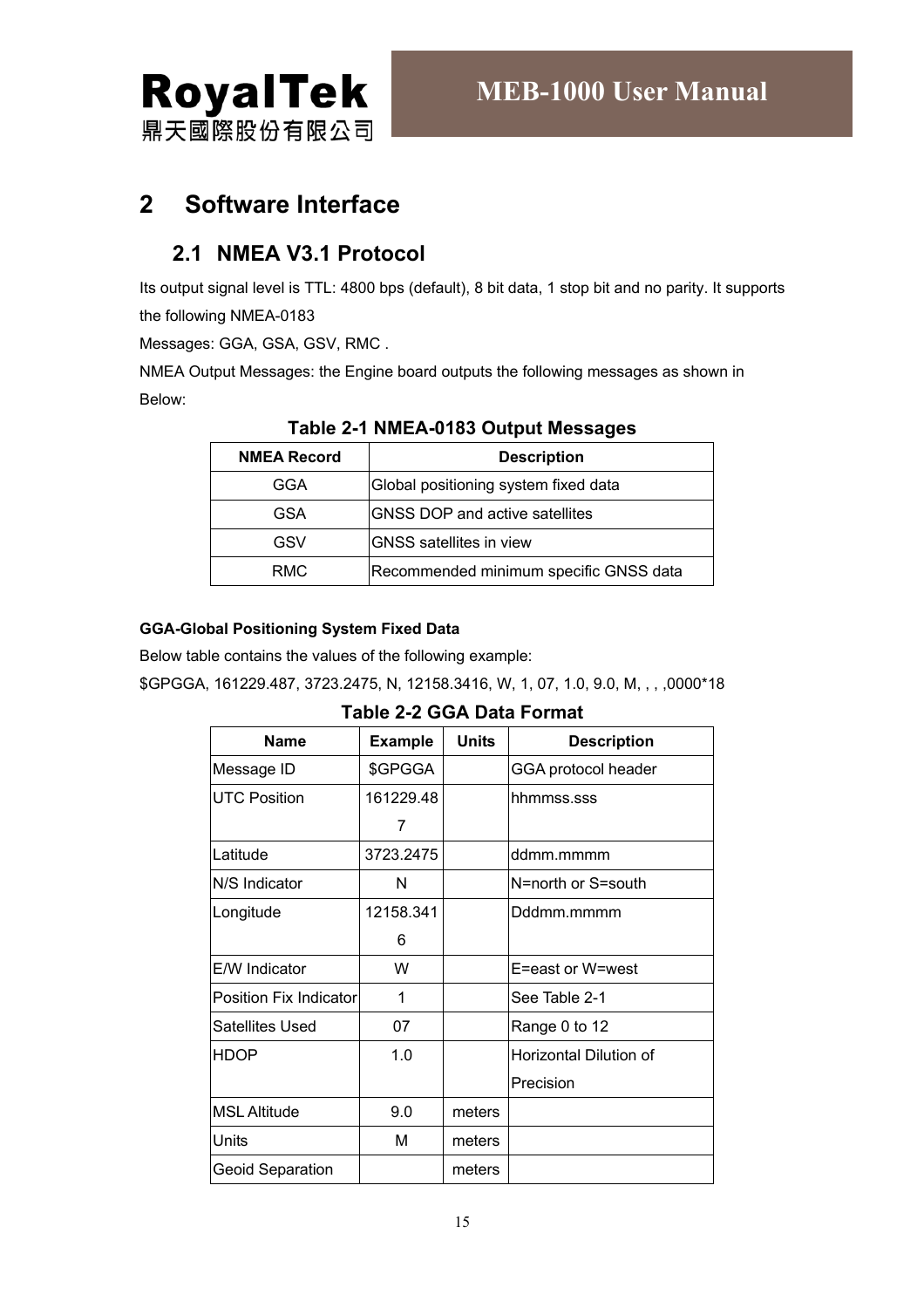# 2 Software Interface

## 2.1 NMEA V3.1 Protocol

Its output signal level is TTL: 4800 bps (default), 8 bit data, 1 stop bit and no parity. It supports the following NMEA-0183

Messages: GGA, GSA, GSV, RMC .

NMEA Output Messages: the Engine board outputs the following messages as shown in Below:

**Table 2-1 NMEA-0183 Output Messages**

| NMEA Record | Description |
|---|---|
| GGA | Global positioning system fixed data |
| GSA | GNSS DOP and active satellites |
| GSV | GNSS satellites in view |
| RMC | Recommended minimum specific GNSS data |

**GGA-Global Positioning System Fixed Data**

Below table contains the values of the following example:

$GPGGA, 161229.487, 3723.2475, N, 12158.3416, W, 1, 07, 1.0, 9.0, M, , , ,0000*18

**Table 2-2 GGA Data Format**

| Name | Example | Units | Description |
|---|---|---|---|
| Message ID | $GPGGA | | GGA protocol header |
| UTC Position | 161229.487 | | hhmmss.sss |
| Latitude | 3723.2475 | | ddmm.mmmm |
| N/S Indicator | N | | N=north or S=south |
| Longitude | 12158.3416 | | Dddmm.mmmm |
| E/W Indicator | W | | E=east or W=west |
| Position Fix Indicator | 1 | | See Table 2-1 |
| Satellites Used | 07 | | Range 0 to 12 |
| HDOP | 1.0 | | Horizontal Dilution of Precision |
| MSL Altitude | 9.0 | meters | |
| Units | M | meters | |
| Geoid Separation | | meters | |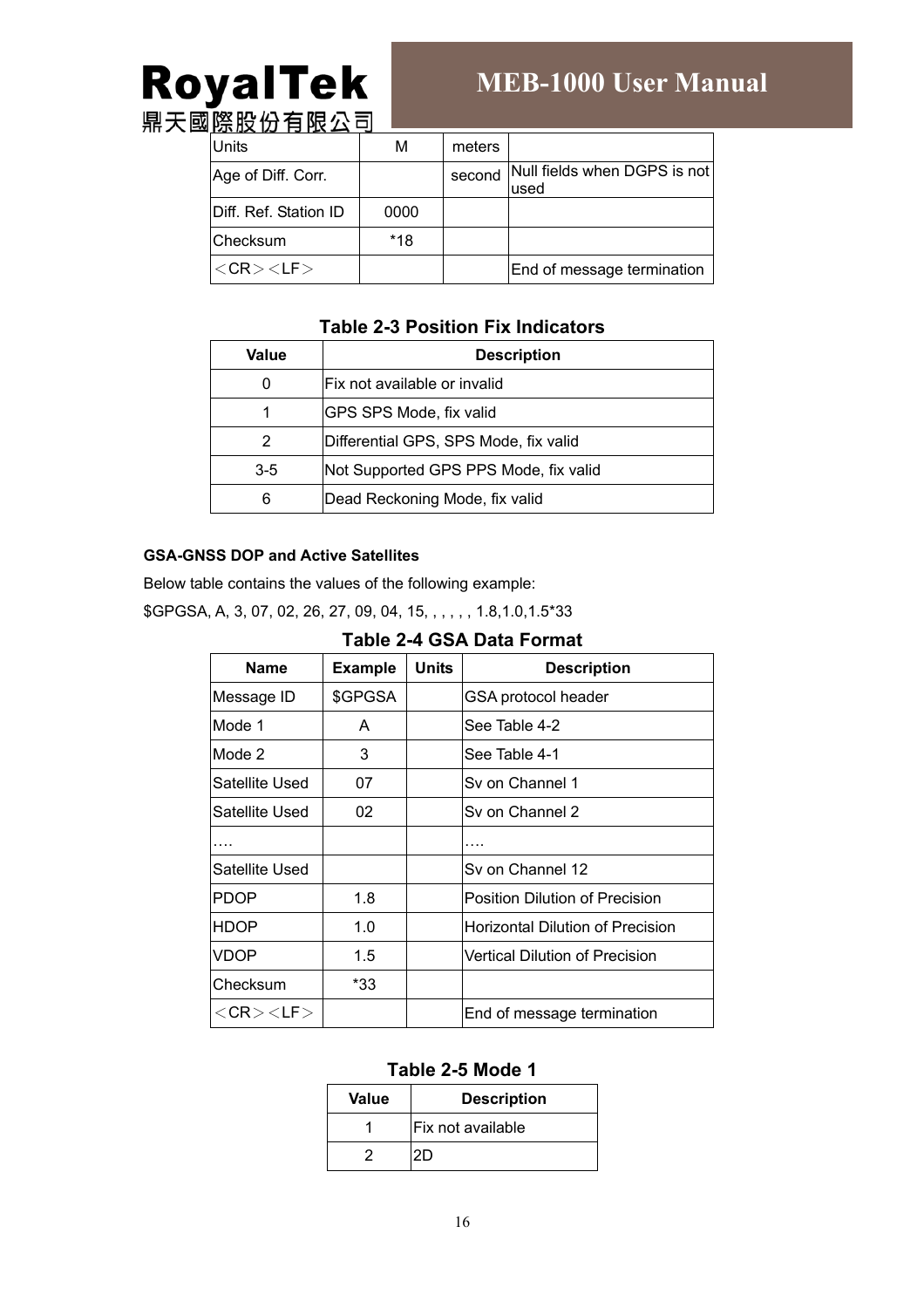| Units | M | meters | |
|---|---|---|---|
| Age of Diff. Corr. | | second | Null fields when DGPS is not used |
| Diff. Ref. Station ID | 0000 | | |
| Checksum | *18 | | |
| ＜CR＞＜LF＞ | | | End of message termination |

**Table 2-3 Position Fix Indicators**

| Value | Description |
|---|---|
| 0 | Fix not available or invalid |
| 1 | GPS SPS Mode, fix valid |
| 2 | Differential GPS, SPS Mode, fix valid |
| 3-5 | Not Supported GPS PPS Mode, fix valid |
| 6 | Dead Reckoning Mode, fix valid |

**GSA-GNSS DOP and Active Satellites**

Below table contains the values of the following example:

$GPGSA, A, 3, 07, 02, 26, 27, 09, 04, 15, , , , , , 1.8,1.0,1.5*33

**Table 2-4 GSA Data Format**

| Name | Example | Units | Description |
|---|---|---|---|
| Message ID | $GPGSA | | GSA protocol header |
| Mode 1 | A | | See Table 4-2 |
| Mode 2 | 3 | | See Table 4-1 |
| Satellite Used | 07 | | Sv on Channel 1 |
| Satellite Used | 02 | | Sv on Channel 2 |
| …. | | | …. |
| Satellite Used | | | Sv on Channel 12 |
| PDOP | 1.8 | | Position Dilution of Precision |
| HDOP | 1.0 | | Horizontal Dilution of Precision |
| VDOP | 1.5 | | Vertical Dilution of Precision |
| Checksum | *33 | | |
| ＜CR＞＜LF＞ | | | End of message termination |

**Table 2-5 Mode 1**

| Value | Description |
|---|---|
| 1 | Fix not available |
| 2 | 2D |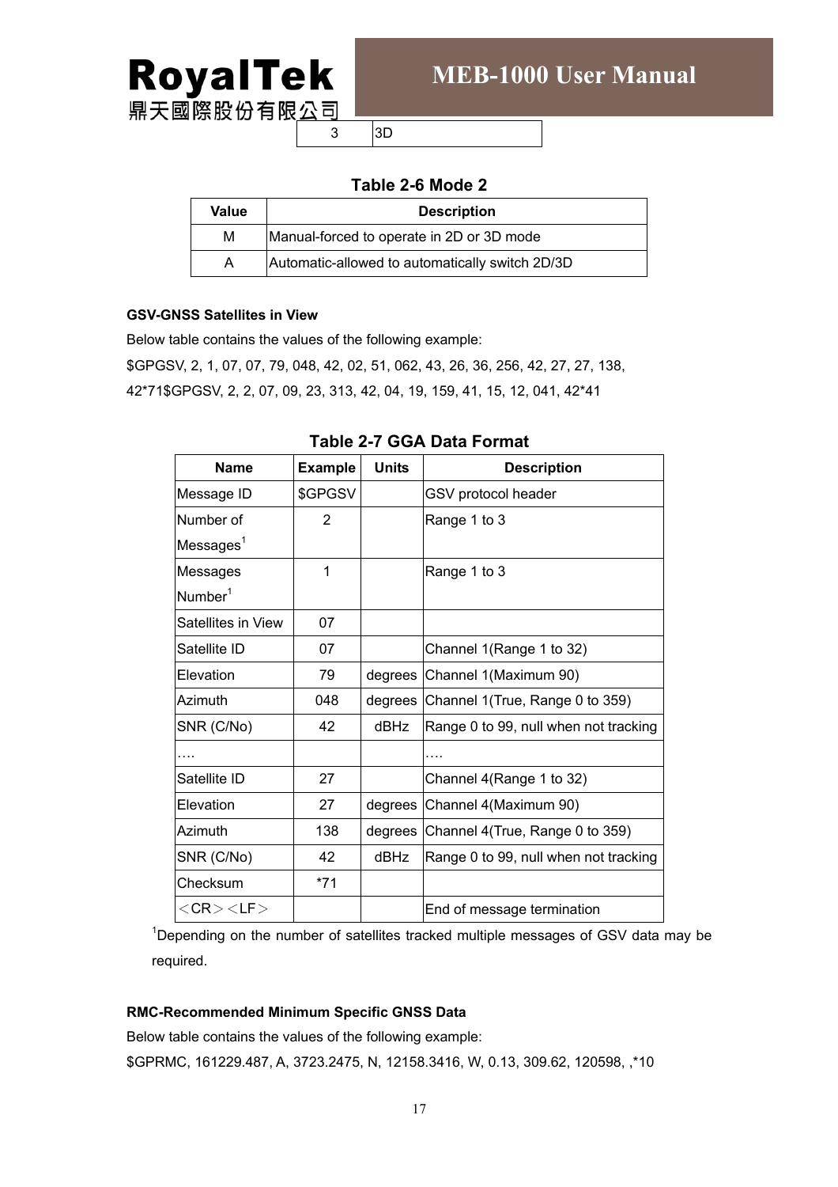| 3 | 3D |
|---|---|

**Table 2-6 Mode 2**

| Value | Description |
|---|---|
| M | Manual-forced to operate in 2D or 3D mode |
| A | Automatic-allowed to automatically switch 2D/3D |

**GSV-GNSS Satellites in View**

Below table contains the values of the following example:

$GPGSV, 2, 1, 07, 07, 79, 048, 42, 02, 51, 062, 43, 26, 36, 256, 42, 27, 27, 138, 42*71$GPGSV, 2, 2, 07, 09, 23, 313, 42, 04, 19, 159, 41, 15, 12, 041, 42*41

**Table 2-7 GGA Data Format**

| Name | Example | Units | Description |
|---|---|---|---|
| Message ID | $GPGSV | | GSV protocol header |
| Number of Messages[1] | 2 | | Range 1 to 3 |
| Messages Number[1] | 1 | | Range 1 to 3 |
| Satellites in View | 07 | | |
| Satellite ID | 07 | | Channel 1(Range 1 to 32) |
| Elevation | 79 | degrees | Channel 1(Maximum 90) |
| Azimuth | 048 | degrees | Channel 1(True, Range 0 to 359) |
| SNR (C/No) | 42 | dBHz | Range 0 to 99, null when not tracking |
| …. | | | …. |
| Satellite ID | 27 | | Channel 4(Range 1 to 32) |
| Elevation | 27 | degrees | Channel 4(Maximum 90) |
| Azimuth | 138 | degrees | Channel 4(True, Range 0 to 359) |
| SNR (C/No) | 42 | dBHz | Range 0 to 99, null when not tracking |
| Checksum | *71 | | |
| ＜CR＞＜LF＞ | | | End of message termination |

[1]Depending on the number of satellites tracked multiple messages of GSV data may be required.

**RMC-Recommended Minimum Specific GNSS Data**

Below table contains the values of the following example:

$GPRMC, 161229.487, A, 3723.2475, N, 12158.3416, W, 0.13, 309.62, 120598, ,*10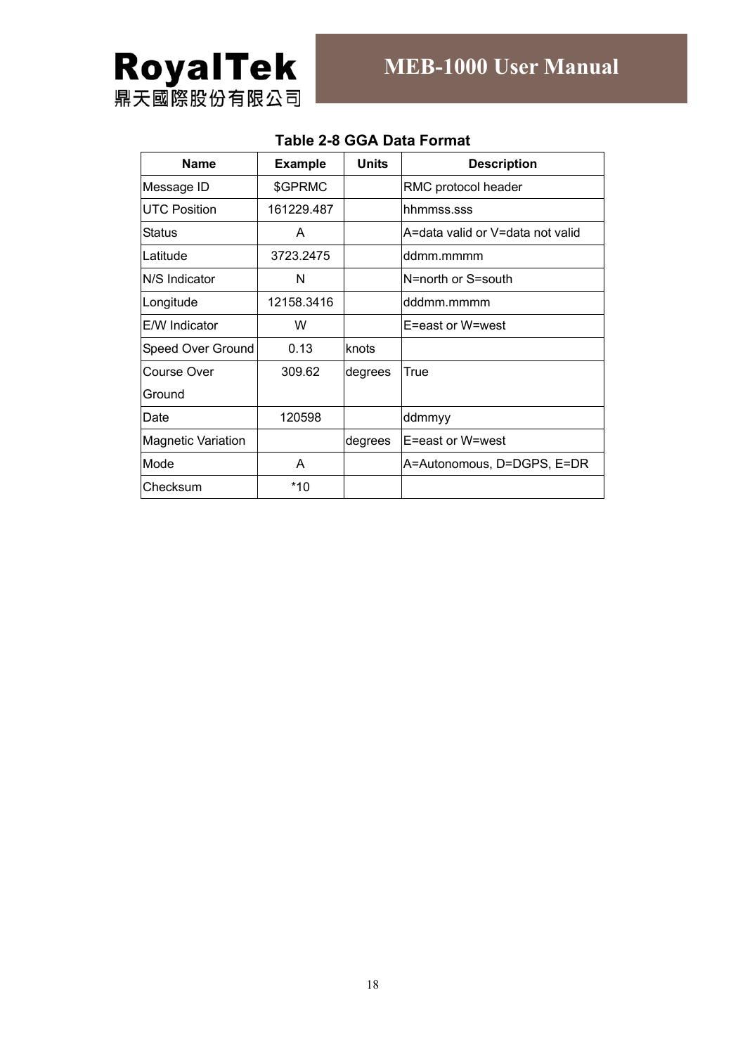**Table 2-8 GGA Data Format**

| Name | Example | Units | Description |
|---|---|---|---|
| Message ID | $GPRMC | | RMC protocol header |
| UTC Position | 161229.487 | | hhmmss.sss |
| Status | A | | A=data valid or V=data not valid |
| Latitude | 3723.2475 | | ddmm.mmmm |
| N/S Indicator | N | | N=north or S=south |
| Longitude | 12158.3416 | | dddmm.mmmm |
| E/W Indicator | W | | E=east or W=west |
| Speed Over Ground | 0.13 | knots | |
| Course Over Ground | 309.62 | degrees | True |
| Date | 120598 | | ddmmyy |
| Magnetic Variation | | degrees | E=east or W=west |
| Mode | A | | A=Autonomous, D=DGPS, E=DR |
| Checksum | *10 | | |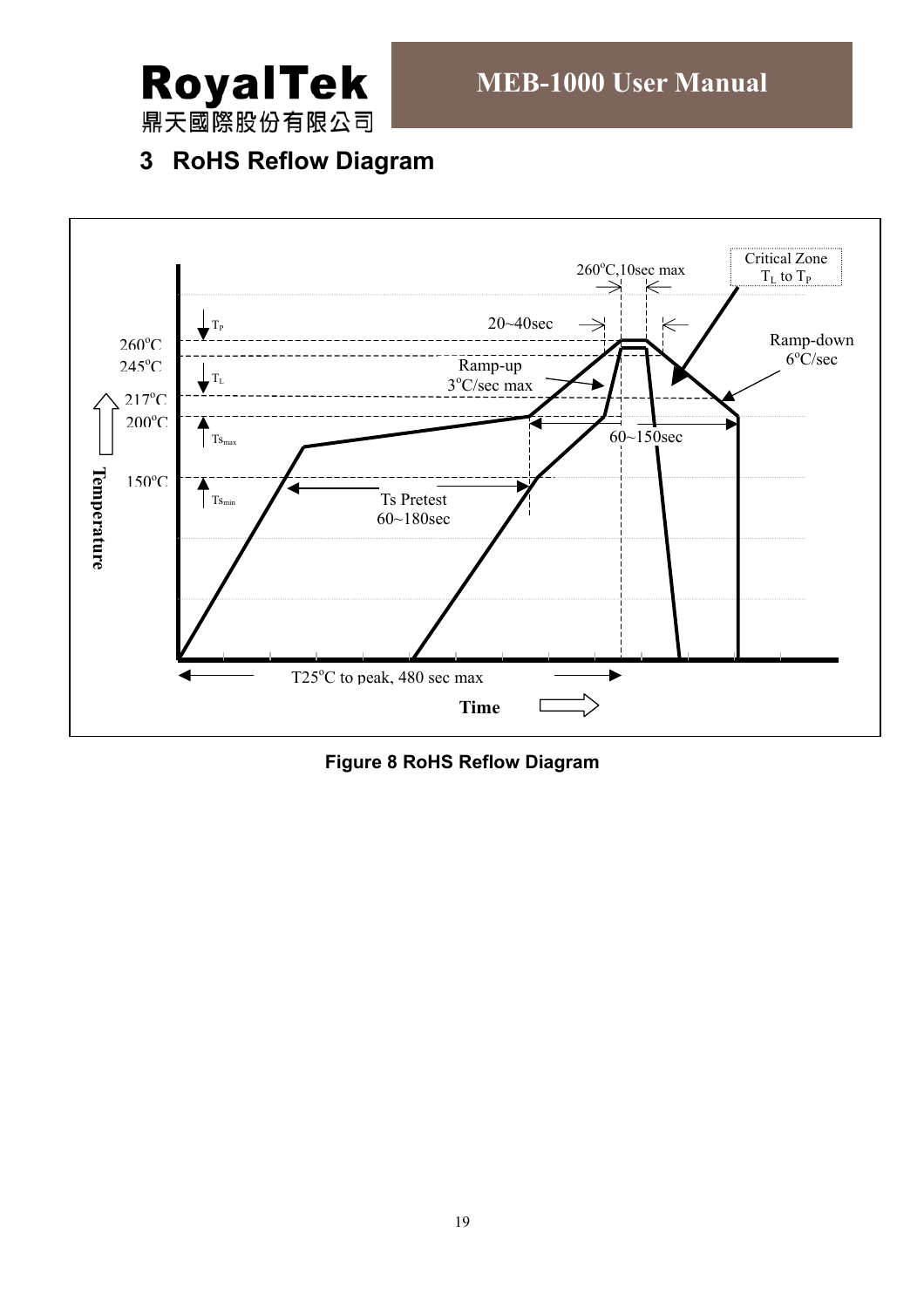## 3 RoHS Reflow Diagram

**Figure 8 RoHS Reflow Diagram**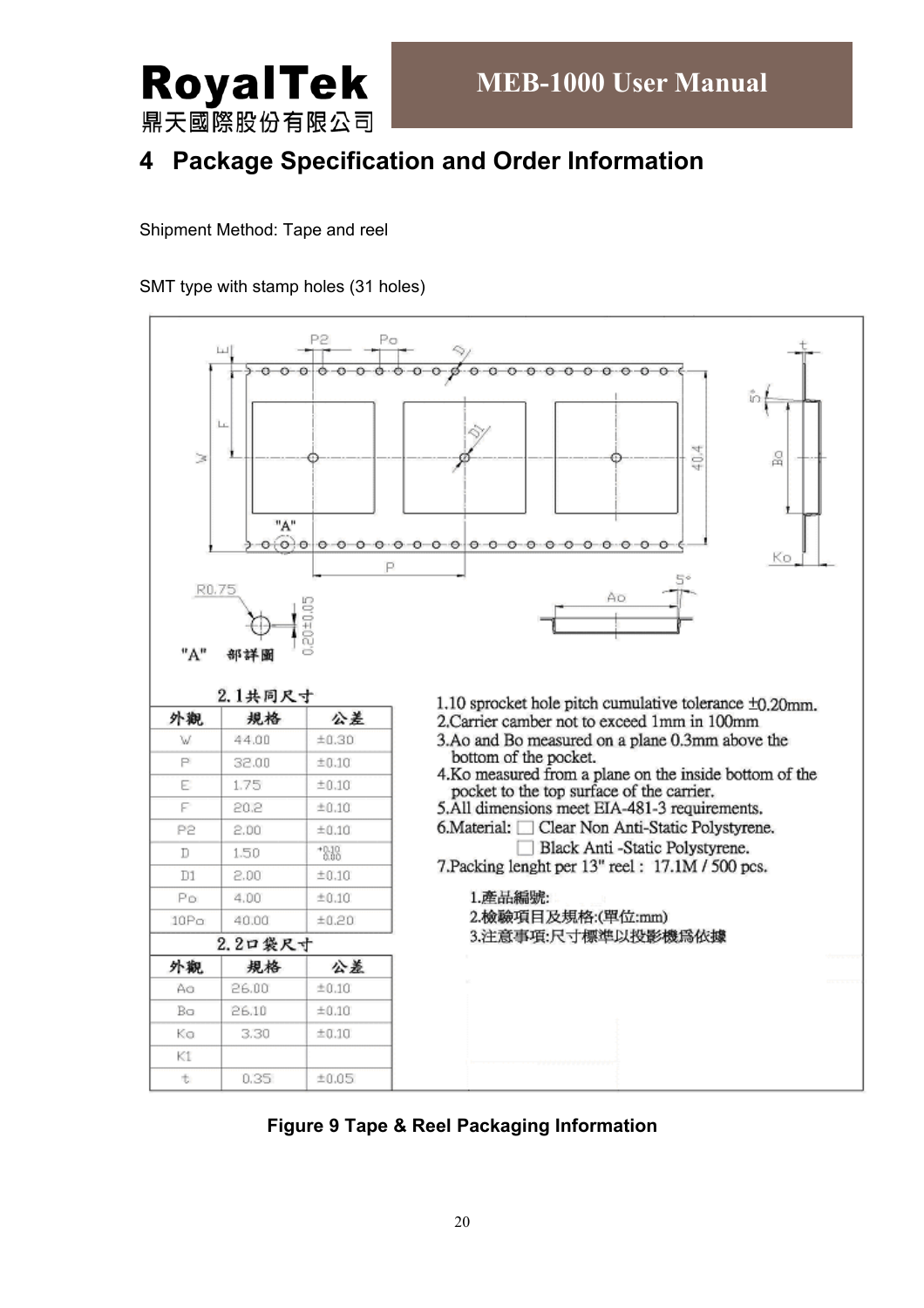# 4 Package Specification and Order Information

Shipment Method: Tape and reel

SMT type with stamp holes (31 holes)

2.1共同尺寸

| 外觀 | 規格 | 公差 |
|---|---|---|
| W | 44.00 | ±0.30 |
| P | 32.00 | ±0.10 |
| E | 1.75 | ±0.10 |
| F | 20.2 | ±0.10 |
| P2 | 2.00 | ±0.10 |
| D | 1.50 | +0.10 / -0.00 |
| D1 | 2.00 | ±0.10 |
| Po | 4.00 | ±0.10 |
| 10Po | 40.00 | ±0.20 |

2.2口袋尺寸

| 外觀 | 規格 | 公差 |
|---|---|---|
| Ao | 26.00 | ±0.10 |
| Bo | 26.10 | ±0.10 |
| Ko | 3.30 | ±0.10 |
| K1 | | |
| t | 0.35 | ±0.05 |

1.10 sprocket hole pitch cumulative tolerance ±0.20mm.
2.Carrier camber not to exceed 1mm in 100mm
3.Ao and Bo measured on a plane 0.3mm above the bottom of the pocket.
4.Ko measured from a plane on the inside bottom of the pocket to the top surface of the carrier.
5.All dimensions meet EIA-481-3 requirements.
6.Material: ☐ Clear Non Anti-Static Polystyrene.
☐ Black Anti -Static Polystyrene.
7.Packing lenght per 13" reel : 17.1M / 500 pcs.

1.產品編號:
2.檢驗項目及規格:(單位:mm)
3.注意事項:尺寸標準以投影機爲依據

Figure 9 Tape & Reel Packaging Information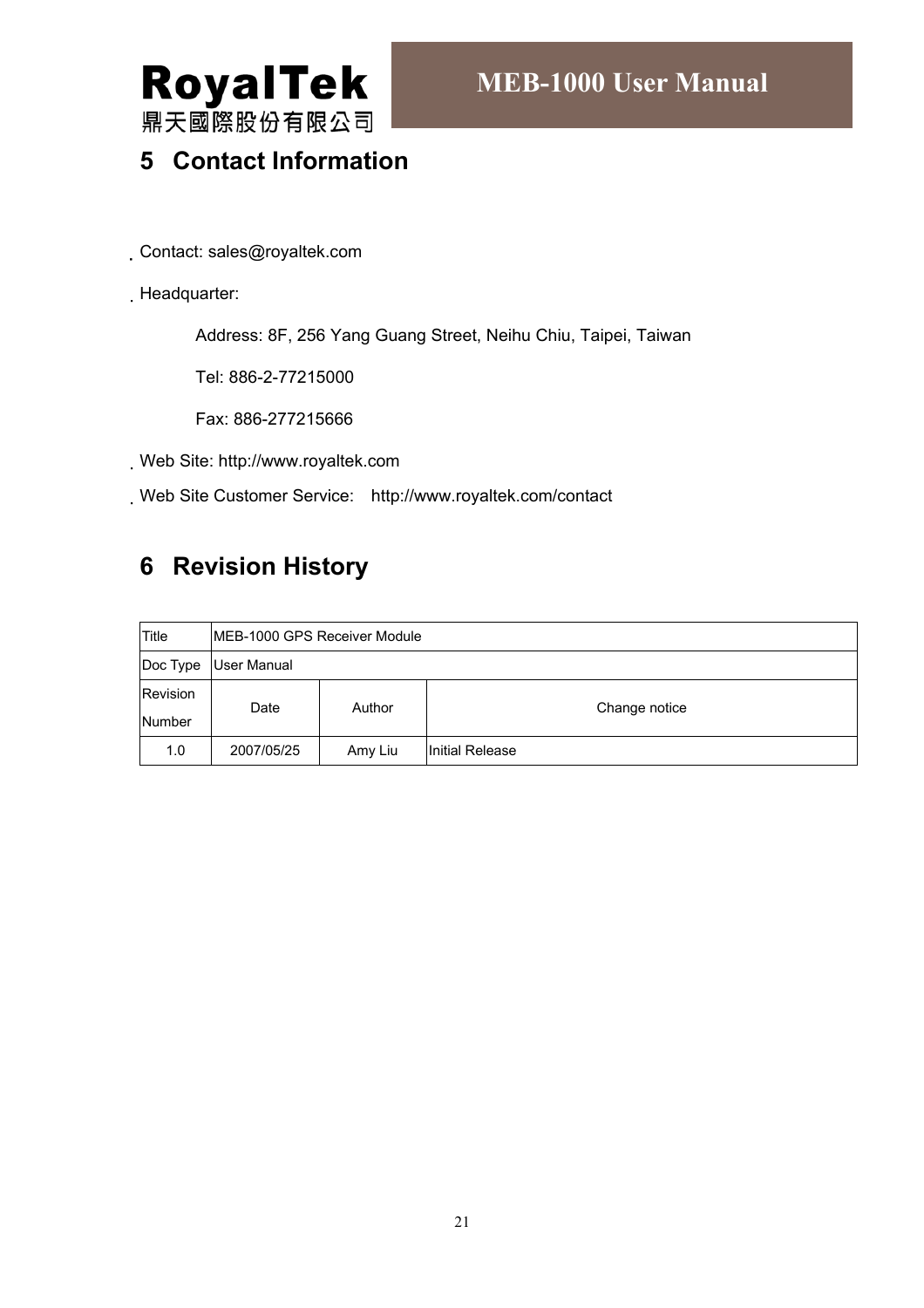## 5 Contact Information

- Contact: sales@royaltek.com
- Headquarter:

  Address: 8F, 256 Yang Guang Street, Neihu Chiu, Taipei, Taiwan

  Tel: 886-2-77215000

  Fax: 886-277215666

- Web Site: http://www.royaltek.com
- Web Site Customer Service: http://www.royaltek.com/contact

## 6 Revision History

| Title | MEB-1000 GPS Receiver Module | | |
|---|---|---|---|
| Doc Type | User Manual | | |
| Revision Number | Date | Author | Change notice |
| 1.0 | 2007/05/25 | Amy Liu | Initial Release |